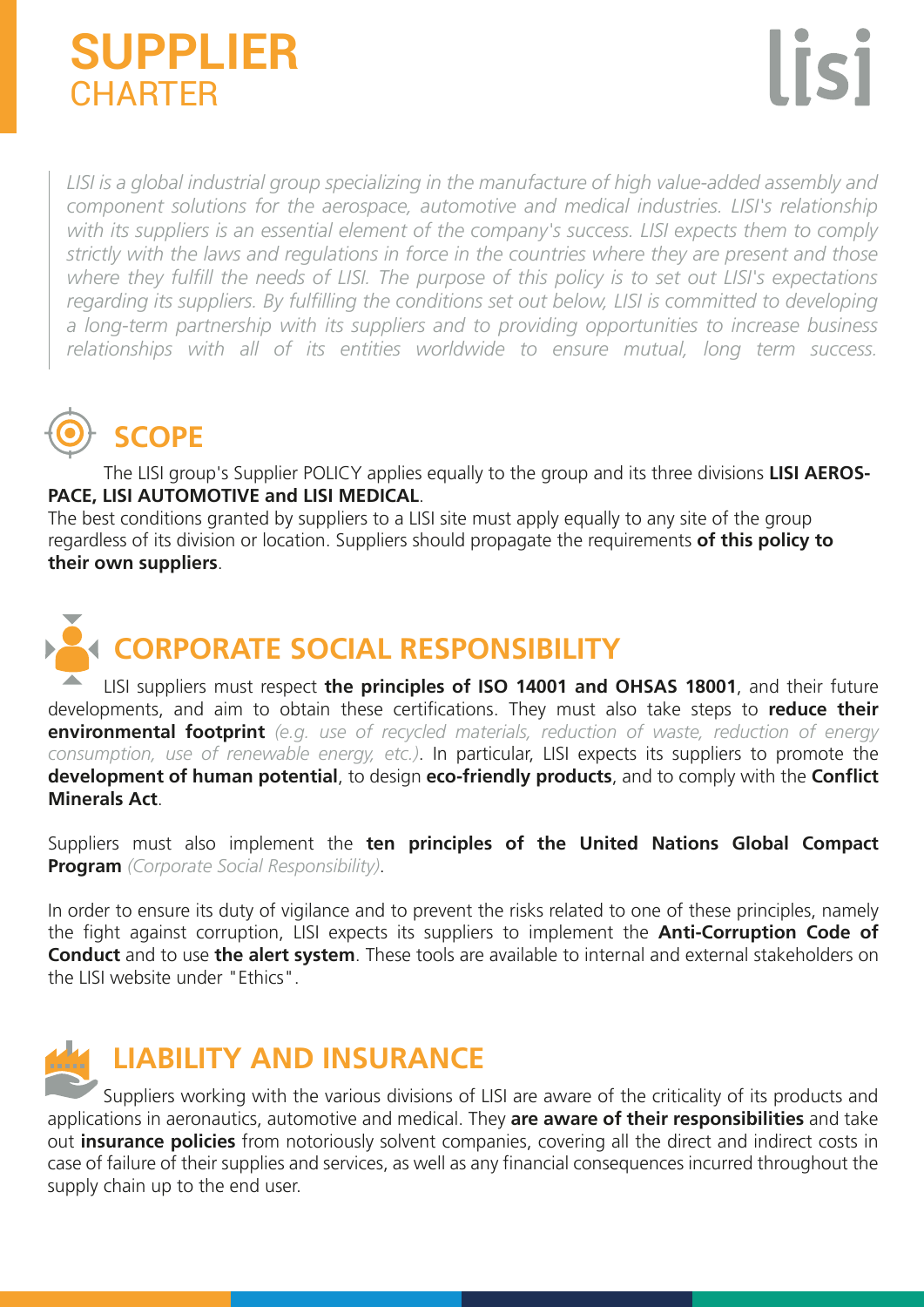# SUPPLIER CHARTER

*LISI is a global industrial group specializing in the manufacture of high value-added assembly and component solutions for the aerospace, automotive and medical industries. LISI's relationship with its suppliers is an essential element of the company's success. LISI expects them to comply strictly with the laws and regulations in force in the countries where they are present and those where they fulfill the needs of LISI. The purpose of this policy is to set out LISI's expectations regarding its suppliers. By fulfilling the conditions set out below, LISI is committed to developing a long-term partnership with its suppliers and to providing opportunities to increase business relationships with all of its entities worldwide to ensure mutual, long term success.*

## SCOPE

The LISI group's Supplier POLICY applies equally to the group and its three divisions **LISI AEROSPACE, LISI AUTOMOTIVE and LISI MEDICAL**.

The best conditions granted by suppliers to a LISI site must apply equally to any site of the group regardless of its division or location. Suppliers should propagate the requirements **of this policy to their own suppliers**.

## CORPORATE SOCIAL RESPONSIBILITY

LISI suppliers must respect **the principles of ISO 14001 and OHSAS 18001**, and their future developments, and aim to obtain these certifications. They must also take steps to **reduce their environmental footprint** *(e.g. use of recycled materials, reduction of waste, reduction of energy consumption, use of renewable energy, etc.)*. In particular, LISI expects its suppliers to promote the **development of human potential**, to design **eco-friendly products**, and to comply with the **Conflict Minerals Act**.

Suppliers must also implement the **ten principles of the United Nations Global Compact Program** *(Corporate Social Responsibility)*.

In order to ensure its duty of vigilance and to prevent the risks related to one of these principles, namely the fight against corruption, LISI expects its suppliers to implement the **Anti-Corruption Code of Conduct** and to use **the alert system**. These tools are available to internal and external stakeholders on the LISI website under "Ethics".

## LIABILITY AND INSURANCE

Suppliers working with the various divisions of LISI are aware of the criticality of its products and applications in aeronautics, automotive and medical. They **are aware of their responsibilities** and take out **insurance policies** from notoriously solvent companies, covering all the direct and indirect costs in case of failure of their supplies and services, as well as any financial consequences incurred throughout the supply chain up to the end user.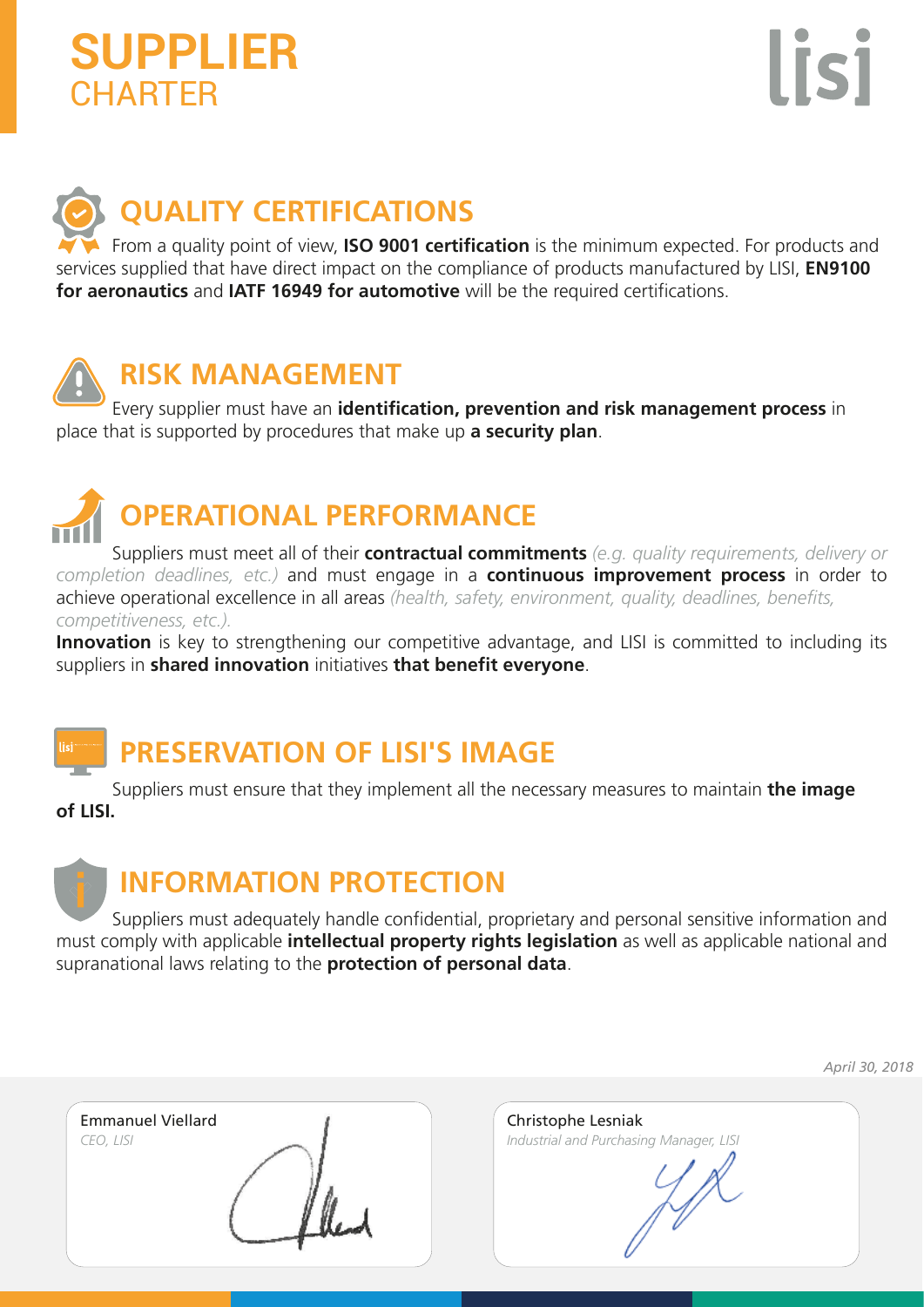# SUPPLIER
CHARTER

lisi

## QUALITY CERTIFICATIONS

From a quality point of view, **ISO 9001 certification** is the minimum expected. For products and services supplied that have direct impact on the compliance of products manufactured by LISI, **EN9100 for aeronautics** and **IATF 16949 for automotive** will be the required certifications.

## RISK MANAGEMENT

Every supplier must have an **identification, prevention and risk management process** in place that is supported by procedures that make up **a security plan**.

## OPERATIONAL PERFORMANCE

Suppliers must meet all of their **contractual commitments** *(e.g. quality requirements, delivery or completion deadlines, etc.)* and must engage in a **continuous improvement process** in order to achieve operational excellence in all areas *(health, safety, environment, quality, deadlines, benefits, competitiveness, etc.)*.

**Innovation** is key to strengthening our competitive advantage, and LISI is committed to including its suppliers in **shared innovation** initiatives **that benefit everyone**.

## PRESERVATION OF LISI'S IMAGE

Suppliers must ensure that they implement all the necessary measures to maintain **the image of LISI.**

## INFORMATION PROTECTION

Suppliers must adequately handle confidential, proprietary and personal sensitive information and must comply with applicable **intellectual property rights legislation** as well as applicable national and supranational laws relating to the **protection of personal data**.

*April 30, 2018*

Emmanuel Viellard
*CEO, LISI*

Christophe Lesniak
*Industrial and Purchasing Manager, LISI*